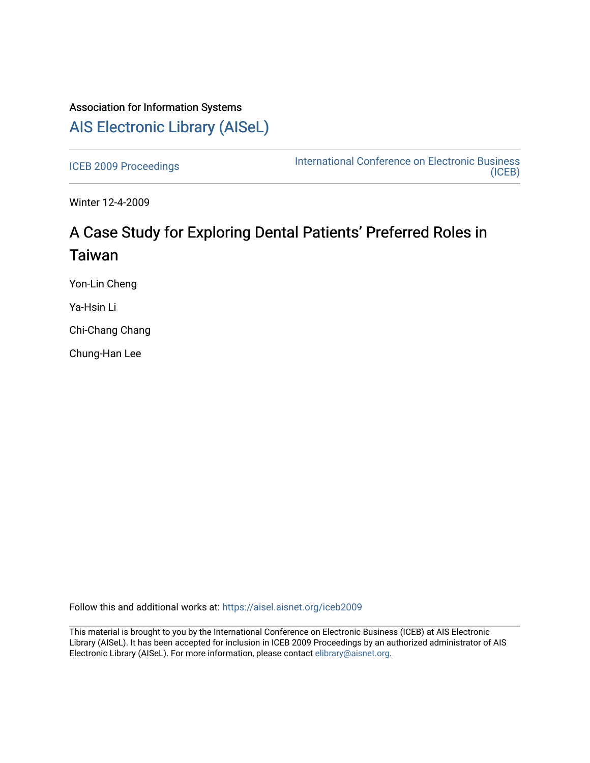Association for Information Systems

# AIS Electronic Library (AISeL)

ICEB 2009 Proceedings

International Conference on Electronic Business (ICEB)

Winter 12-4-2009

# A Case Study for Exploring Dental Patients' Preferred Roles in Taiwan

Yon-Lin Cheng

Ya-Hsin Li

Chi-Chang Chang

Chung-Han Lee

Follow this and additional works at: https://aisel.aisnet.org/iceb2009

This material is brought to you by the International Conference on Electronic Business (ICEB) at AIS Electronic Library (AISeL). It has been accepted for inclusion in ICEB 2009 Proceedings by an authorized administrator of AIS Electronic Library (AISeL). For more information, please contact elibrary@aisnet.org.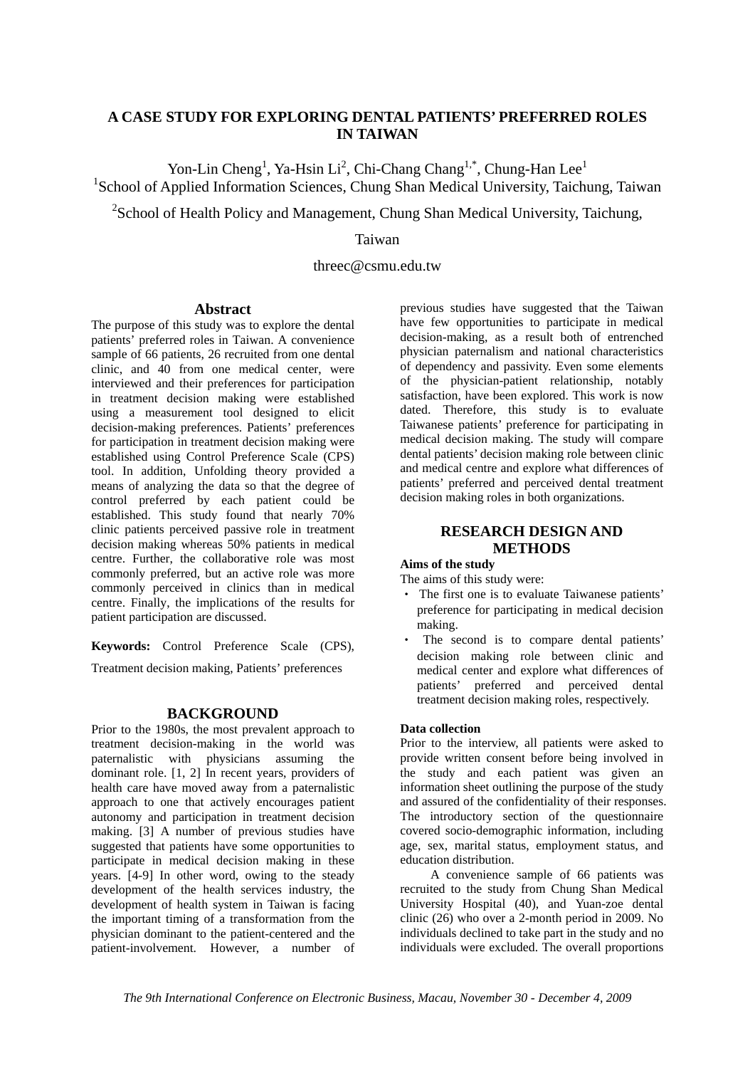# A CASE STUDY FOR EXPLORING DENTAL PATIENTS' PREFERRED ROLES IN TAIWAN

Yon-Lin Cheng[1], Ya-Hsin Li[2], Chi-Chang Chang[1,*], Chung-Han Lee[1]

[1]School of Applied Information Sciences, Chung Shan Medical University, Taichung, Taiwan

[2]School of Health Policy and Management, Chung Shan Medical University, Taichung, Taiwan

threec@csmu.edu.tw

## Abstract

The purpose of this study was to explore the dental patients' preferred roles in Taiwan. A convenience sample of 66 patients, 26 recruited from one dental clinic, and 40 from one medical center, were interviewed and their preferences for participation in treatment decision making were established using a measurement tool designed to elicit decision-making preferences. Patients' preferences for participation in treatment decision making were established using Control Preference Scale (CPS) tool. In addition, Unfolding theory provided a means of analyzing the data so that the degree of control preferred by each patient could be established. This study found that nearly 70% clinic patients perceived passive role in treatment decision making whereas 50% patients in medical centre. Further, the collaborative role was most commonly preferred, but an active role was more commonly perceived in clinics than in medical centre. Finally, the implications of the results for patient participation are discussed.

**Keywords:** Control Preference Scale (CPS), Treatment decision making, Patients' preferences

## BACKGROUND

Prior to the 1980s, the most prevalent approach to treatment decision-making in the world was paternalistic with physicians assuming the dominant role. [1, 2] In recent years, providers of health care have moved away from a paternalistic approach to one that actively encourages patient autonomy and participation in treatment decision making. [3] A number of previous studies have suggested that patients have some opportunities to participate in medical decision making in these years. [4-9] In other word, owing to the steady development of the health services industry, the development of health system in Taiwan is facing the important timing of a transformation from the physician dominant to the patient-centered and the patient-involvement. However, a number of previous studies have suggested that the Taiwan have few opportunities to participate in medical decision-making, as a result both of entrenched physician paternalism and national characteristics of dependency and passivity. Even some elements of the physician-patient relationship, notably satisfaction, have been explored. This work is now dated. Therefore, this study is to evaluate Taiwanese patients' preference for participating in medical decision making. The study will compare dental patients' decision making role between clinic and medical centre and explore what differences of patients' preferred and perceived dental treatment decision making roles in both organizations.

## RESEARCH DESIGN AND METHODS

### Aims of the study

The aims of this study were:

- The first one is to evaluate Taiwanese patients' preference for participating in medical decision making.
- The second is to compare dental patients' decision making role between clinic and medical center and explore what differences of patients' preferred and perceived dental treatment decision making roles, respectively.

### Data collection

Prior to the interview, all patients were asked to provide written consent before being involved in the study and each patient was given an information sheet outlining the purpose of the study and assured of the confidentiality of their responses. The introductory section of the questionnaire covered socio-demographic information, including age, sex, marital status, employment status, and education distribution.

A convenience sample of 66 patients was recruited to the study from Chung Shan Medical University Hospital (40), and Yuan-zoe dental clinic (26) who over a 2-month period in 2009. No individuals declined to take part in the study and no individuals were excluded. The overall proportions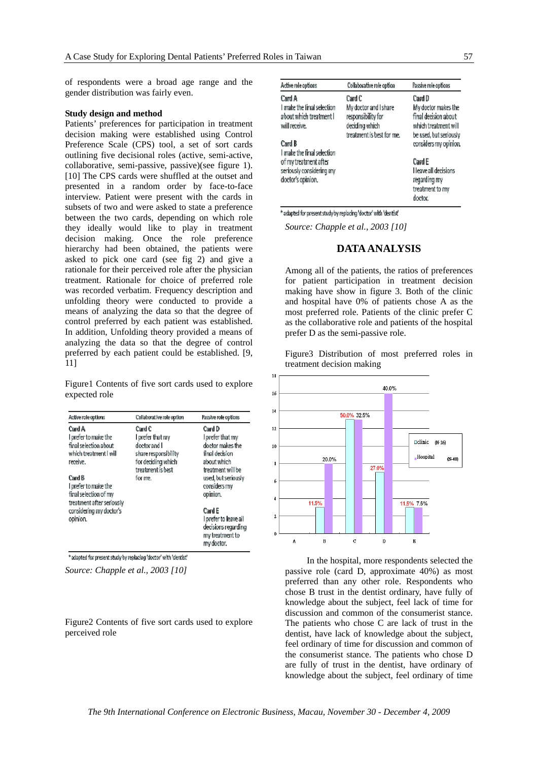of respondents were a broad age range and the gender distribution was fairly even.

**Study design and method**

Patients' preferences for participation in treatment decision making were established using Control Preference Scale (CPS) tool, a set of sort cards outlining five decisional roles (active, semi-active, collaborative, semi-passive, passive)(see figure 1). [10] The CPS cards were shuffled at the outset and presented in a random order by face-to-face interview. Patient were present with the cards in subsets of two and were asked to state a preference between the two cards, depending on which role they ideally would like to play in treatment decision making. Once the role preference hierarchy had been obtained, the patients were asked to pick one card (see fig 2) and give a rationale for their perceived role after the physician treatment. Rationale for choice of preferred role was recorded verbatim. Frequency description and unfolding theory were conducted to provide a means of analyzing the data so that the degree of control preferred by each patient was established. In addition, Unfolding theory provided a means of analyzing the data so that the degree of control preferred by each patient could be established. [9, 11]

Figure1 Contents of five sort cards used to explore expected role

| Active role options | Collaborative role option | Passive role options |
|---|---|---|
| Card A<br>I prefer to make the final selection about which treatment I will receive.<br><br>Card B<br>I prefer to make the final selection of my treatment after seriously considering my doctor's opinion. | Card C<br>I prefer that my doctor and I share responsibility for deciding which treatment is best for me. | Card D<br>I prefer that my doctor makes the final decision about which treatment will be used, but seriously considers my opinion.<br><br>Card E<br>I prefer to leave all decisions regarding my treatment to my doctor. |

* adapted for present study by replacing 'doctor' with 'dentist'

*Source: Chapple et al., 2003 [10]*

Figure2 Contents of five sort cards used to explore perceived role

| Active role options | Collaborative role option | Passive role options |
|---|---|---|
| Card A<br>I make the final selection about which treatment I will receive.<br><br>Card B<br>I make the final selection of my treatment after seriously considering my doctor's opinion. | Card C<br>My doctor and I share responsibility for deciding which treatment is best for me. | Card D<br>My doctor makes the final decision about which treatment will be used, but seriously considers my opinion.<br><br>Card E<br>I leave all decisions regarding my treatment to my doctor. |

* adapted for present study by replacing 'doctor' with 'dentist'

*Source: Chapple et al., 2003 [10]*

## DATA ANALYSIS

Among all of the patients, the ratios of preferences for patient participation in treatment decision making have show in figure 3. Both of the clinic and hospital have 0% of patients chose A as the most preferred role. Patients of the clinic prefer C as the collaborative role and patients of the hospital prefer D as the semi-passive role.

Figure3 Distribution of most preferred roles in treatment decision making

| Role | Clinic (N=26) | Hospital (N=40) |
|---|---|---|
| A | 0 | 0 |
| B | 11.5% | 20.0% |
| C | 50.0% | 32.5% |
| D | 27.0% | 40.0% |
| E | 11.5% | 7.5% |

In the hospital, more respondents selected the passive role (card D, approximate 40%) as most preferred than any other role. Respondents who chose B trust in the dentist ordinary, have fully of knowledge about the subject, feel lack of time for discussion and common of the consumerist stance. The patients who chose C are lack of trust in the dentist, have lack of knowledge about the subject, feel ordinary of time for discussion and common of the consumerist stance. The patients who chose D are fully of trust in the dentist, have ordinary of knowledge about the subject, feel ordinary of time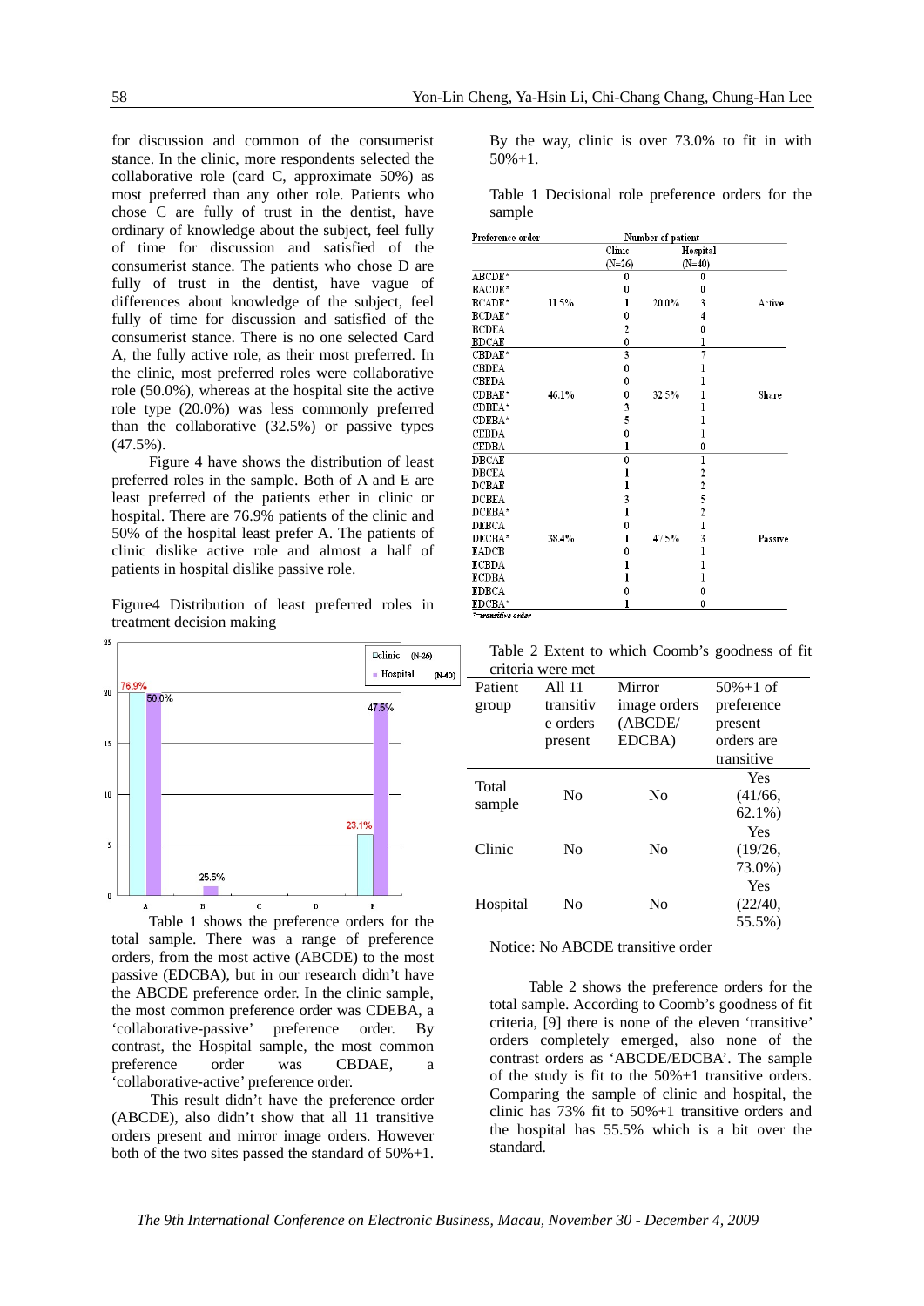for discussion and common of the consumerist stance. In the clinic, more respondents selected the collaborative role (card C, approximate 50%) as most preferred than any other role. Patients who chose C are fully of trust in the dentist, have ordinary of knowledge about the subject, feel fully of time for discussion and satisfied of the consumerist stance. The patients who chose D are fully of trust in the dentist, have vague of differences about knowledge of the subject, feel fully of time for discussion and satisfied of the consumerist stance. There is no one selected Card A, the fully active role, as their most preferred. In the clinic, most preferred roles were collaborative role (50.0%), whereas at the hospital site the active role type (20.0%) was less commonly preferred than the collaborative (32.5%) or passive types (47.5%).

Figure 4 have shows the distribution of least preferred roles in the sample. Both of A and E are least preferred of the patients ether in clinic or hospital. There are 76.9% patients of the clinic and 50% of the hospital least prefer A. The patients of clinic dislike active role and almost a half of patients in hospital dislike passive role.

Figure4 Distribution of least preferred roles in treatment decision making

Table 1 shows the preference orders for the total sample. There was a range of preference orders, from the most active (ABCDE) to the most passive (EDCBA), but in our research didn't have the ABCDE preference order. In the clinic sample, the most common preference order was CDEBA, a 'collaborative-passive' preference order. By contrast, the Hospital sample, the most common preference order was CBDAE, a 'collaborative-active' preference order.

This result didn't have the preference order (ABCDE), also didn't show that all 11 transitive orders present and mirror image orders. However both of the two sites passed the standard of 50%+1. By the way, clinic is over 73.0% to fit in with 50%+1.

Table 1 Decisional role preference orders for the sample

| Preference order | Number of patient | | | | |
|---|---|---|---|---|---|
| | | Clinic (N=26) | | Hospital (N=40) | |
| ABCDE* | | 0 | | 0 | |
| BACDE* | | 0 | | 0 | |
| BCADE* | 11.5% | 1 | 20.0% | 3 | Active |
| BCDAE* | | 0 | | 4 | |
| BCDEA | | 2 | | 0 | |
| BDCAE | | 0 | | 1 | |
| CBDAE* | | 3 | | 7 | |
| CBDEA | | 0 | | 1 | |
| CBEDA | | 0 | | 1 | |
| CDBAE* | 46.1% | 0 | 32.5% | 1 | Share |
| CDBEA* | | 3 | | 1 | |
| CDEBA* | | 5 | | 1 | |
| CEBDA | | 0 | | 1 | |
| CEDBA | | 1 | | 0 | |
| DBCAE | | 0 | | 1 | |
| DBCEA | | 1 | | 2 | |
| DCBAE | | 1 | | 2 | |
| DCBEA | | 3 | | 5 | |
| DCEBA* | | 1 | | 2 | |
| DEBCA | | 0 | | 1 | |
| DECBA* | 38.4% | 1 | 47.5% | 3 | Passive |
| EADCB | | 0 | | 1 | |
| ECBDA | | 1 | | 1 | |
| ECDBA | | 1 | | 1 | |
| EDBCA | | 0 | | 0 | |
| EDCBA* | | 1 | | 0 | |

*=transitive order

Table 2 Extent to which Coomb's goodness of fit criteria were met

| Patient group | All 11 transitive orders present | Mirror image orders (ABCDE/ EDCBA) | 50%+1 of preference present orders are transitive |
|---|---|---|---|
| Total sample | No | No | Yes (41/66, 62.1%) |
| Clinic | No | No | Yes (19/26, 73.0%) |
| Hospital | No | No | Yes (22/40, 55.5%) |

Notice: No ABCDE transitive order

Table 2 shows the preference orders for the total sample. According to Coomb's goodness of fit criteria, [9] there is none of the eleven 'transitive' orders completely emerged, also none of the contrast orders as 'ABCDE/EDCBA'. The sample of the study is fit to the 50%+1 transitive orders. Comparing the sample of clinic and hospital, the clinic has 73% fit to 50%+1 transitive orders and the hospital has 55.5% which is a bit over the standard.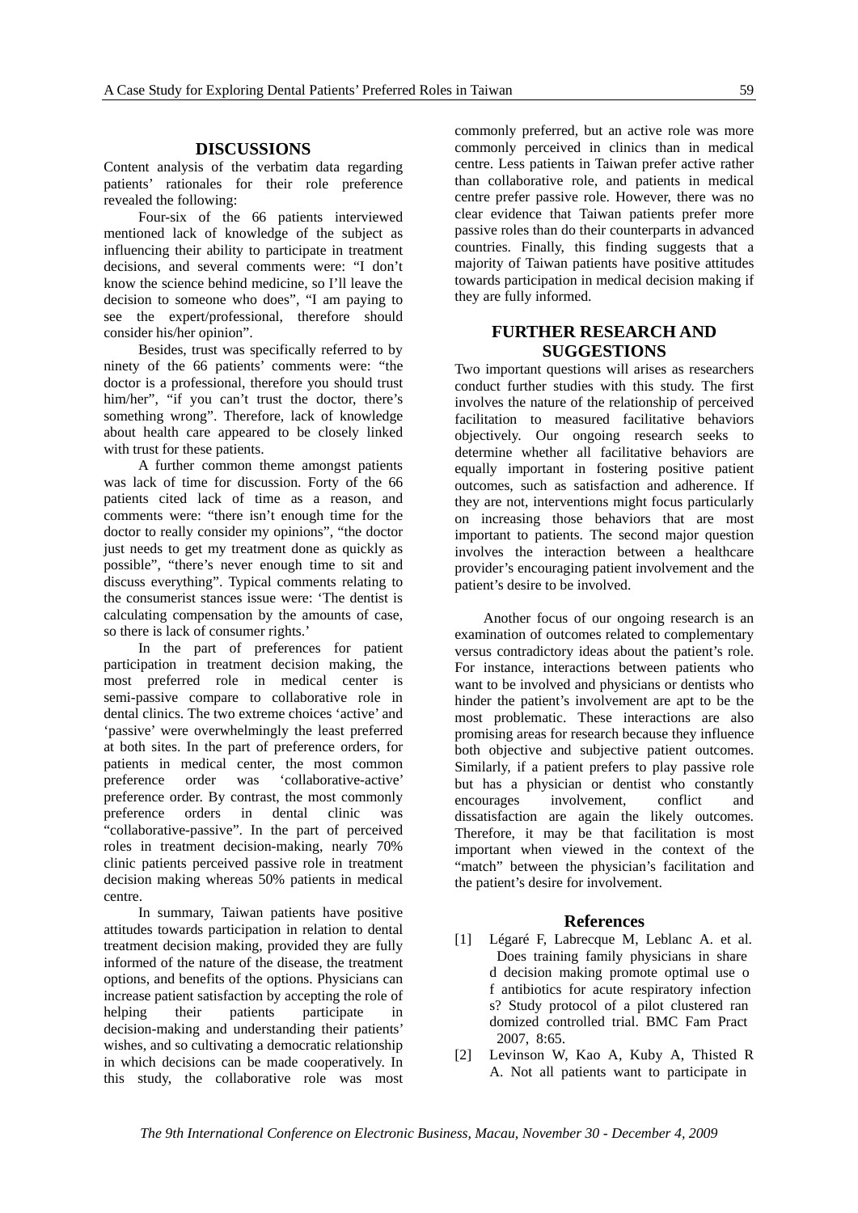## DISCUSSIONS

Content analysis of the verbatim data regarding patients' rationales for their role preference revealed the following:

Four-six of the 66 patients interviewed mentioned lack of knowledge of the subject as influencing their ability to participate in treatment decisions, and several comments were: "I don't know the science behind medicine, so I'll leave the decision to someone who does", "I am paying to see the expert/professional, therefore should consider his/her opinion".

Besides, trust was specifically referred to by ninety of the 66 patients' comments were: "the doctor is a professional, therefore you should trust him/her", "if you can't trust the doctor, there's something wrong". Therefore, lack of knowledge about health care appeared to be closely linked with trust for these patients.

A further common theme amongst patients was lack of time for discussion. Forty of the 66 patients cited lack of time as a reason, and comments were: "there isn't enough time for the doctor to really consider my opinions", "the doctor just needs to get my treatment done as quickly as possible", "there's never enough time to sit and discuss everything". Typical comments relating to the consumerist stances issue were: 'The dentist is calculating compensation by the amounts of case, so there is lack of consumer rights.'

In the part of preferences for patient participation in treatment decision making, the most preferred role in medical center is semi-passive compare to collaborative role in dental clinics. The two extreme choices 'active' and 'passive' were overwhelmingly the least preferred at both sites. In the part of preference orders, for patients in medical center, the most common preference order was 'collaborative-active' preference order. By contrast, the most commonly preference orders in dental clinic was "collaborative-passive". In the part of perceived roles in treatment decision-making, nearly 70% clinic patients perceived passive role in treatment decision making whereas 50% patients in medical centre.

In summary, Taiwan patients have positive attitudes towards participation in relation to dental treatment decision making, provided they are fully informed of the nature of the disease, the treatment options, and benefits of the options. Physicians can increase patient satisfaction by accepting the role of helping their patients participate in decision-making and understanding their patients' wishes, and so cultivating a democratic relationship in which decisions can be made cooperatively. In this study, the collaborative role was most commonly preferred, but an active role was more commonly perceived in clinics than in medical centre. Less patients in Taiwan prefer active rather than collaborative role, and patients in medical centre prefer passive role. However, there was no clear evidence that Taiwan patients prefer more passive roles than do their counterparts in advanced countries. Finally, this finding suggests that a majority of Taiwan patients have positive attitudes towards participation in medical decision making if they are fully informed.

## FURTHER RESEARCH AND SUGGESTIONS

Two important questions will arises as researchers conduct further studies with this study. The first involves the nature of the relationship of perceived facilitation to measured facilitative behaviors objectively. Our ongoing research seeks to determine whether all facilitative behaviors are equally important in fostering positive patient outcomes, such as satisfaction and adherence. If they are not, interventions might focus particularly on increasing those behaviors that are most important to patients. The second major question involves the interaction between a healthcare provider's encouraging patient involvement and the patient's desire to be involved.

Another focus of our ongoing research is an examination of outcomes related to complementary versus contradictory ideas about the patient's role. For instance, interactions between patients who want to be involved and physicians or dentists who hinder the patient's involvement are apt to be the most problematic. These interactions are also promising areas for research because they influence both objective and subjective patient outcomes. Similarly, if a patient prefers to play passive role but has a physician or dentist who constantly encourages involvement, conflict and dissatisfaction are again the likely outcomes. Therefore, it may be that facilitation is most important when viewed in the context of the "match" between the physician's facilitation and the patient's desire for involvement.

## References

[1] Légaré F, Labrecque M, Leblanc A. et al. Does training family physicians in shared decision making promote optimal use of antibiotics for acute respiratory infections? Study protocol of a pilot clustered randomized controlled trial. BMC Fam Pract 2007, 8:65.

[2] Levinson W, Kao A, Kuby A, Thisted R A. Not all patients want to participate in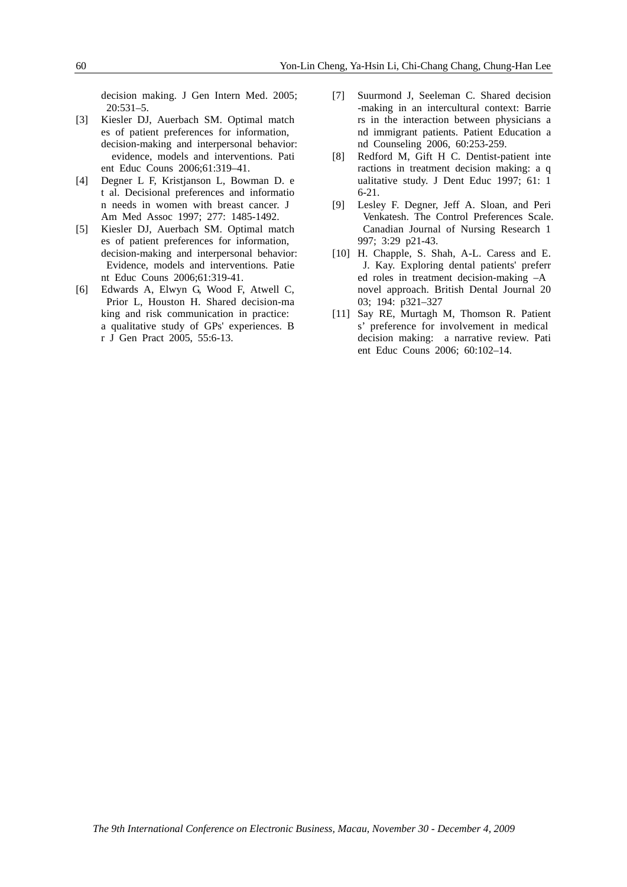decision making. J Gen Intern Med. 2005; 20:531–5.

[3] Kiesler DJ, Auerbach SM. Optimal matches of patient preferences for information, decision-making and interpersonal behavior: evidence, models and interventions. Patient Educ Couns 2006;61:319–41.

[4] Degner L F, Kristjanson L, Bowman D. et al. Decisional preferences and information needs in women with breast cancer. J Am Med Assoc 1997; 277: 1485-1492.

[5] Kiesler DJ, Auerbach SM. Optimal matches of patient preferences for information, decision-making and interpersonal behavior: Evidence, models and interventions. Patient Educ Couns 2006;61:319-41.

[6] Edwards A, Elwyn G, Wood F, Atwell C, Prior L, Houston H. Shared decision-making and risk communication in practice: a qualitative study of GPs' experiences. Br J Gen Pract 2005, 55:6-13.

[7] Suurmond J, Seeleman C. Shared decision-making in an intercultural context: Barriers in the interaction between physicians and immigrant patients. Patient Education and Counseling 2006, 60:253-259.

[8] Redford M, Gift H C. Dentist-patient interactions in treatment decision making: a qualitative study. J Dent Educ 1997; 61: 16-21.

[9] Lesley F. Degner, Jeff A. Sloan, and Peri Venkatesh. The Control Preferences Scale. Canadian Journal of Nursing Research 1997; 3:29 p21-43.

[10] H. Chapple, S. Shah, A-L. Caress and E. J. Kay. Exploring dental patients' preferred roles in treatment decision-making –A novel approach. British Dental Journal 2003; 194: p321–327

[11] Say RE, Murtagh M, Thomson R. Patients' preference for involvement in medical decision making: a narrative review. Patient Educ Couns 2006; 60:102–14.